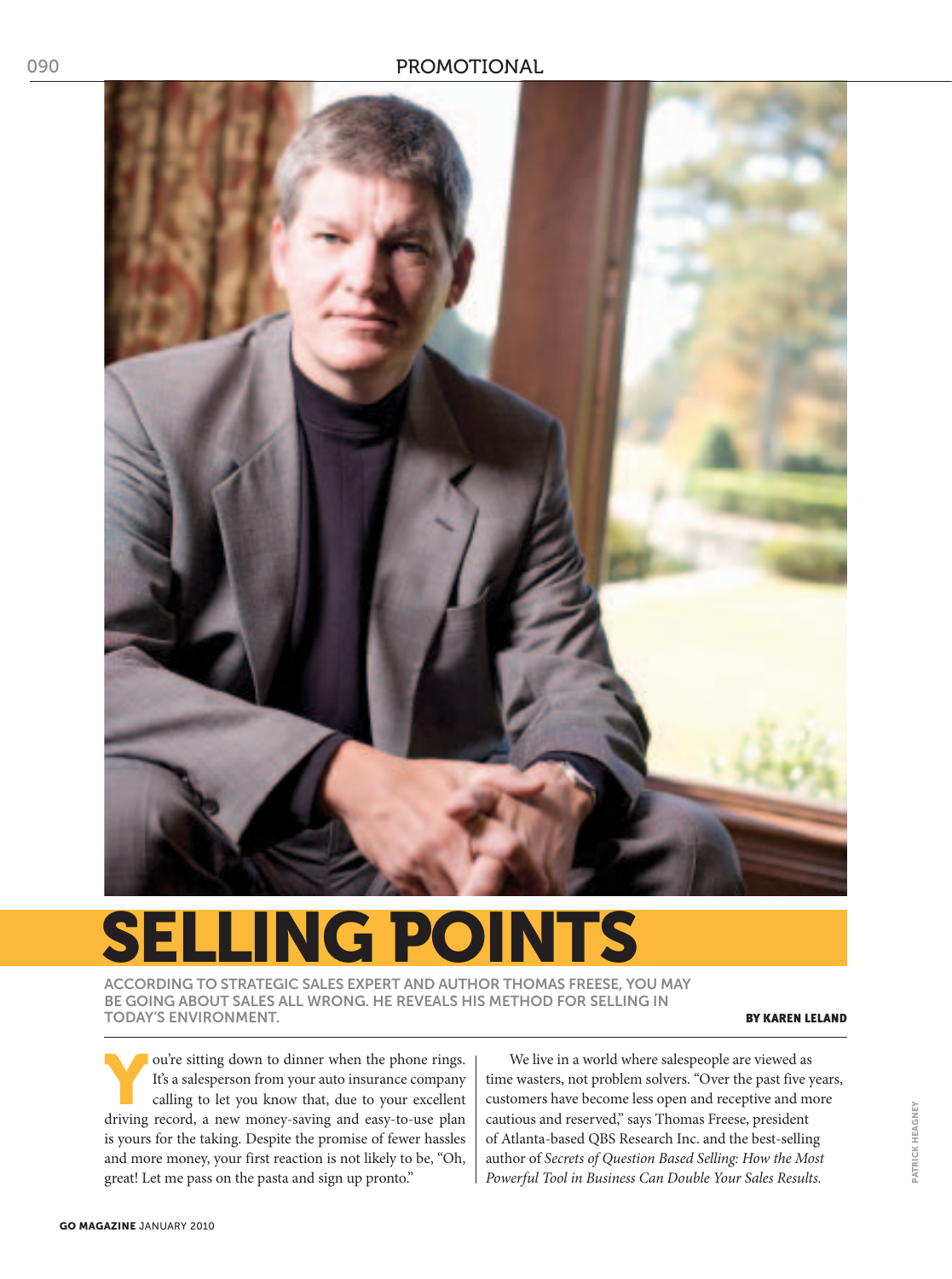# SELLING POINTS

ACCORDING TO STRATEGIC SALES EXPERT AND AUTHOR THOMAS FREESE, YOU MAY BE GOING ABOUT SALES ALL WRONG. HE REVEALS HIS METHOD FOR SELLING IN TODAY'S ENVIRONMENT.

**BY KAREN LELAND**

You're sitting down to dinner when the phone rings. It's a salesperson from your auto insurance company calling to let you know that, due to your excellent driving record, a new money-saving and easy-to-use plan is yours for the taking. Despite the promise of fewer hassles and more money, your first reaction is not likely to be, "Oh, great! Let me pass on the pasta and sign up pronto."

We live in a world where salespeople are viewed as time wasters, not problem solvers. "Over the past five years, customers have become less open and receptive and more cautious and reserved," says Thomas Freese, president of Atlanta-based QBS Research Inc. and the best-selling author of *Secrets of Question Based Selling: How the Most Powerful Tool in Business Can Double Your Sales Results.*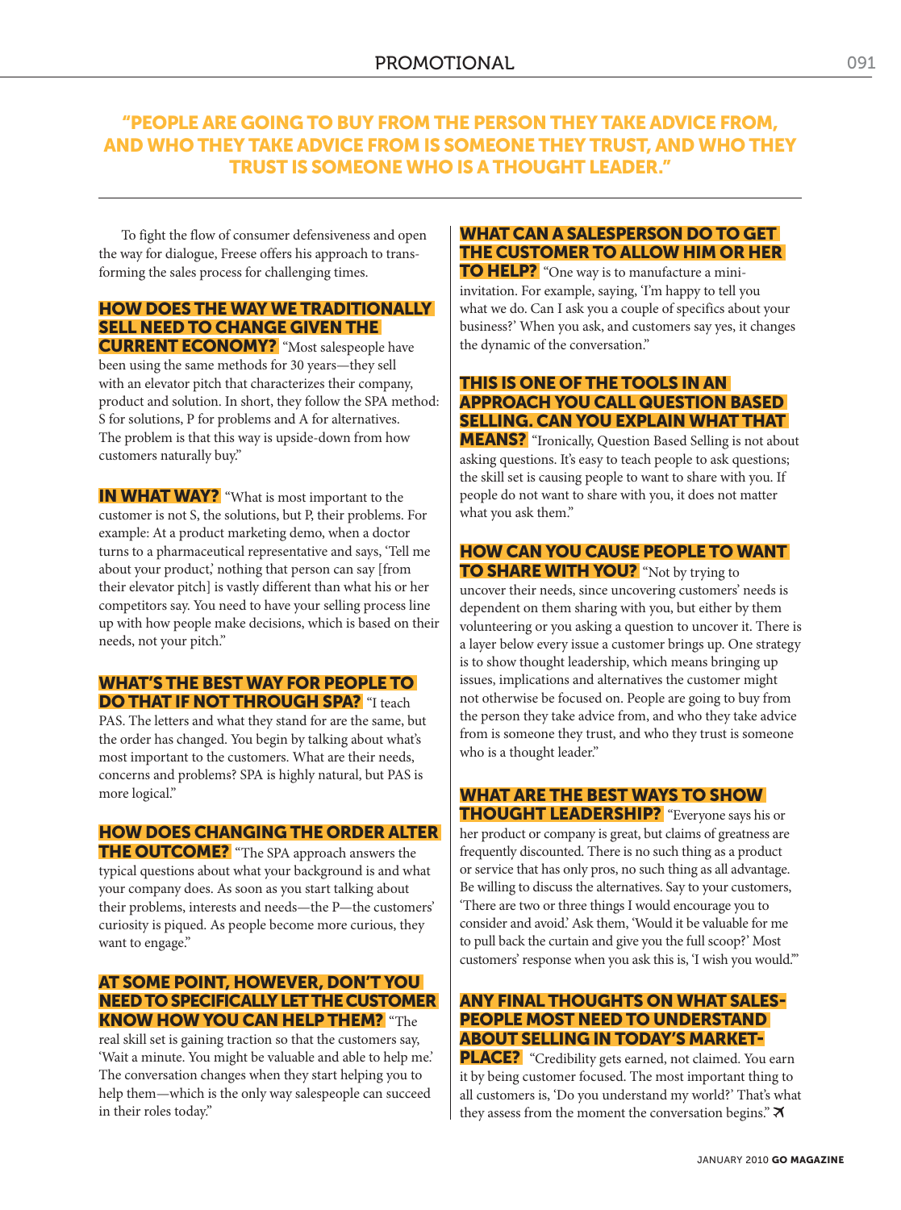**"PEOPLE ARE GOING TO BUY FROM THE PERSON THEY TAKE ADVICE FROM, AND WHO THEY TAKE ADVICE FROM IS SOMEONE THEY TRUST, AND WHO THEY TRUST IS SOMEONE WHO IS A THOUGHT LEADER."**

---

To fight the flow of consumer defensiveness and open the way for dialogue, Freese offers his approach to transforming the sales process for challenging times.

**HOW DOES THE WAY WE TRADITIONALLY SELL NEED TO CHANGE GIVEN THE CURRENT ECONOMY?** "Most salespeople have been using the same methods for 30 years—they sell with an elevator pitch that characterizes their company, product and solution. In short, they follow the SPA method: S for solutions, P for problems and A for alternatives. The problem is that this way is upside-down from how customers naturally buy."

**IN WHAT WAY?** "What is most important to the customer is not S, the solutions, but P, their problems. For example: At a product marketing demo, when a doctor turns to a pharmaceutical representative and says, 'Tell me about your product,' nothing that person can say [from their elevator pitch] is vastly different than what his or her competitors say. You need to have your selling process line up with how people make decisions, which is based on their needs, not your pitch."

**WHAT'S THE BEST WAY FOR PEOPLE TO DO THAT IF NOT THROUGH SPA?** "I teach PAS. The letters and what they stand for are the same, but the order has changed. You begin by talking about what's most important to the customers. What are their needs, concerns and problems? SPA is highly natural, but PAS is more logical."

**HOW DOES CHANGING THE ORDER ALTER THE OUTCOME?** "The SPA approach answers the typical questions about what your background is and what your company does. As soon as you start talking about their problems, interests and needs—the P—the customers' curiosity is piqued. As people become more curious, they want to engage."

**AT SOME POINT, HOWEVER, DON'T YOU NEED TO SPECIFICALLY LET THE CUSTOMER KNOW HOW YOU CAN HELP THEM?** "The real skill set is gaining traction so that the customers say, 'Wait a minute. You might be valuable and able to help me.' The conversation changes when they start helping you to help them—which is the only way salespeople can succeed in their roles today."

**WHAT CAN A SALESPERSON DO TO GET THE CUSTOMER TO ALLOW HIM OR HER TO HELP?** "One way is to manufacture a mini-invitation. For example, saying, 'I'm happy to tell you what we do. Can I ask you a couple of specifics about your business?' When you ask, and customers say yes, it changes the dynamic of the conversation."

**THIS IS ONE OF THE TOOLS IN AN APPROACH YOU CALL QUESTION BASED SELLING. CAN YOU EXPLAIN WHAT THAT MEANS?** "Ironically, Question Based Selling is not about asking questions. It's easy to teach people to ask questions; the skill set is causing people to want to share with you. If people do not want to share with you, it does not matter what you ask them."

**HOW CAN YOU CAUSE PEOPLE TO WANT TO SHARE WITH YOU?** "Not by trying to uncover their needs, since uncovering customers' needs is dependent on them sharing with you, but either by them volunteering or you asking a question to uncover it. There is a layer below every issue a customer brings up. One strategy is to show thought leadership, which means bringing up issues, implications and alternatives the customer might not otherwise be focused on. People are going to buy from the person they take advice from, and who they take advice from is someone they trust, and who they trust is someone who is a thought leader."

**WHAT ARE THE BEST WAYS TO SHOW THOUGHT LEADERSHIP?** "Everyone says his or her product or company is great, but claims of greatness are frequently discounted. There is no such thing as a product or service that has only pros, no such thing as all advantage. Be willing to discuss the alternatives. Say to your customers, 'There are two or three things I would encourage you to consider and avoid.' Ask them, 'Would it be valuable for me to pull back the curtain and give you the full scoop?' Most customers' response when you ask this is, 'I wish you would.'"

**ANY FINAL THOUGHTS ON WHAT SALESPEOPLE MOST NEED TO UNDERSTAND ABOUT SELLING IN TODAY'S MARKETPLACE?** "Credibility gets earned, not claimed. You earn it by being customer focused. The most important thing to all customers is, 'Do you understand my world?' That's what they assess from the moment the conversation begins."